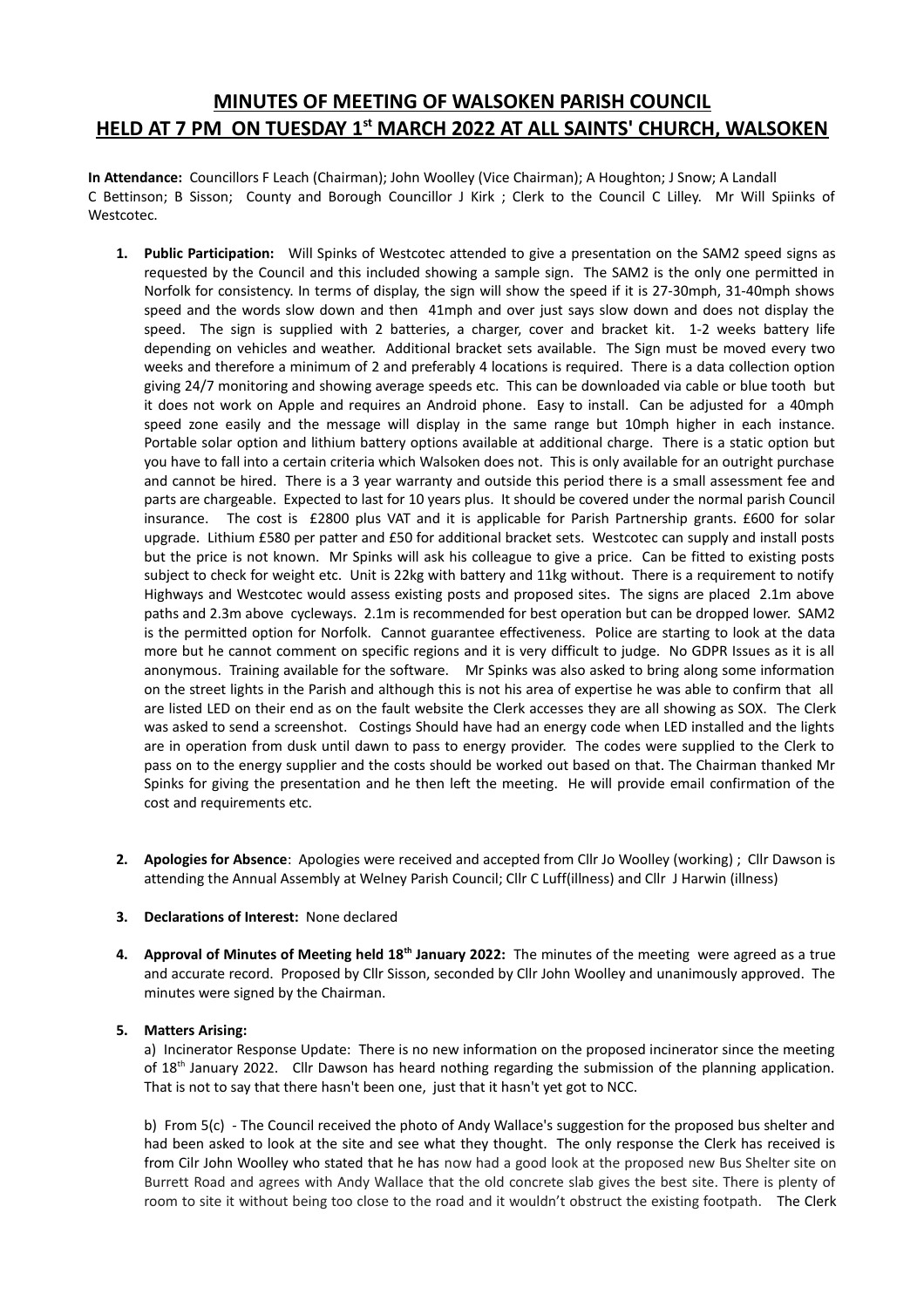# MINUTES OF MEETING OF WALSOKEN PARISH COUNCIL HELD AT 7 PM ON TUESDAY 1st MARCH 2022 AT ALL SAINTS' CHURCH, WALSOKEN

**In Attendance:** Councillors F Leach (Chairman); John Woolley (Vice Chairman); A Houghton; J Snow; A Landall C Bettinson; B Sisson; County and Borough Councillor J Kirk ; Clerk to the Council C Lilley. Mr Will Spiinks of Westcotec.

1. **Public Participation:** Will Spinks of Westcotec attended to give a presentation on the SAM2 speed signs as requested by the Council and this included showing a sample sign. The SAM2 is the only one permitted in Norfolk for consistency. In terms of display, the sign will show the speed if it is 27-30mph, 31-40mph shows speed and the words slow down and then 41mph and over just says slow down and does not display the speed. The sign is supplied with 2 batteries, a charger, cover and bracket kit. 1-2 weeks battery life depending on vehicles and weather. Additional bracket sets available. The Sign must be moved every two weeks and therefore a minimum of 2 and preferably 4 locations is required. There is a data collection option giving 24/7 monitoring and showing average speeds etc. This can be downloaded via cable or blue tooth but it does not work on Apple and requires an Android phone. Easy to install. Can be adjusted for a 40mph speed zone easily and the message will display in the same range but 10mph higher in each instance. Portable solar option and lithium battery options available at additional charge. There is a static option but you have to fall into a certain criteria which Walsoken does not. This is only available for an outright purchase and cannot be hired. There is a 3 year warranty and outside this period there is a small assessment fee and parts are chargeable. Expected to last for 10 years plus. It should be covered under the normal parish Council insurance. The cost is £2800 plus VAT and it is applicable for Parish Partnership grants. £600 for solar upgrade. Lithium £580 per patter and £50 for additional bracket sets. Westcotec can supply and install posts but the price is not known. Mr Spinks will ask his colleague to give a price. Can be fitted to existing posts subject to check for weight etc. Unit is 22kg with battery and 11kg without. There is a requirement to notify Highways and Westcotec would assess existing posts and proposed sites. The signs are placed 2.1m above paths and 2.3m above cycleways. 2.1m is recommended for best operation but can be dropped lower. SAM2 is the permitted option for Norfolk. Cannot guarantee effectiveness. Police are starting to look at the data more but he cannot comment on specific regions and it is very difficult to judge. No GDPR Issues as it is all anonymous. Training available for the software. Mr Spinks was also asked to bring along some information on the street lights in the Parish and although this is not his area of expertise he was able to confirm that all are listed LED on their end as on the fault website the Clerk accesses they are all showing as SOX. The Clerk was asked to send a screenshot. Costings Should have had an energy code when LED installed and the lights are in operation from dusk until dawn to pass to energy provider. The codes were supplied to the Clerk to pass on to the energy supplier and the costs should be worked out based on that. The Chairman thanked Mr Spinks for giving the presentation and he then left the meeting. He will provide email confirmation of the cost and requirements etc.

2. **Apologies for Absence**: Apologies were received and accepted from Cllr Jo Woolley (working) ; Cllr Dawson is attending the Annual Assembly at Welney Parish Council; Cllr C Luff(illness) and Cllr J Harwin (illness)

3. **Declarations of Interest:** None declared

4. **Approval of Minutes of Meeting held 18th January 2022:** The minutes of the meeting were agreed as a true and accurate record. Proposed by Cllr Sisson, seconded by Cllr John Woolley and unanimously approved. The minutes were signed by the Chairman.

5. **Matters Arising:**

   a) Incinerator Response Update: There is no new information on the proposed incinerator since the meeting of 18th January 2022. Cllr Dawson has heard nothing regarding the submission of the planning application. That is not to say that there hasn't been one, just that it hasn't yet got to NCC.

   b) From 5(c) - The Council received the photo of Andy Wallace's suggestion for the proposed bus shelter and had been asked to look at the site and see what they thought. The only response the Clerk has received is from Cllr John Woolley who stated that he has now had a good look at the proposed new Bus Shelter site on Burrett Road and agrees with Andy Wallace that the old concrete slab gives the best site. There is plenty of room to site it without being too close to the road and it wouldn't obstruct the existing footpath. The Clerk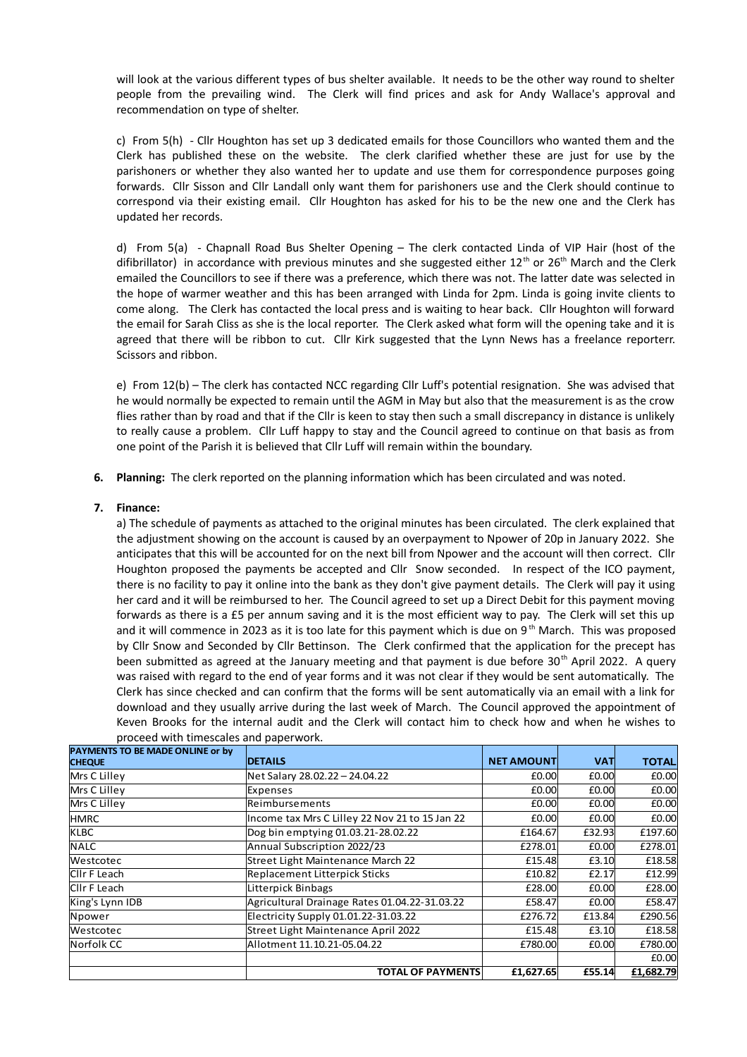will look at the various different types of bus shelter available. It needs to be the other way round to shelter people from the prevailing wind. The Clerk will find prices and ask for Andy Wallace's approval and recommendation on type of shelter.

c) From 5(h) - Cllr Houghton has set up 3 dedicated emails for those Councillors who wanted them and the Clerk has published these on the website. The clerk clarified whether these are just for use by the parishoners or whether they also wanted her to update and use them for correspondence purposes going forwards. Cllr Sisson and Cllr Landall only want them for parishoners use and the Clerk should continue to correspond via their existing email. Cllr Houghton has asked for his to be the new one and the Clerk has updated her records.

d) From 5(a) - Chapnall Road Bus Shelter Opening – The clerk contacted Linda of VIP Hair (host of the difibrillator) in accordance with previous minutes and she suggested either 12th or 26th March and the Clerk emailed the Councillors to see if there was a preference, which there was not. The latter date was selected in the hope of warmer weather and this has been arranged with Linda for 2pm. Linda is going invite clients to come along. The Clerk has contacted the local press and is waiting to hear back. Cllr Houghton will forward the email for Sarah Cliss as she is the local reporter. The Clerk asked what form will the opening take and it is agreed that there will be ribbon to cut. Cllr Kirk suggested that the Lynn News has a freelance reporterr. Scissors and ribbon.

e) From 12(b) – The clerk has contacted NCC regarding Cllr Luff's potential resignation. She was advised that he would normally be expected to remain until the AGM in May but also that the measurement is as the crow flies rather than by road and that if the Cllr is keen to stay then such a small discrepancy in distance is unlikely to really cause a problem. Cllr Luff happy to stay and the Council agreed to continue on that basis as from one point of the Parish it is believed that Cllr Luff will remain within the boundary.

6. **Planning:** The clerk reported on the planning information which has been circulated and was noted.

7. **Finance:**

a) The schedule of payments as attached to the original minutes has been circulated. The clerk explained that the adjustment showing on the account is caused by an overpayment to Npower of 20p in January 2022. She anticipates that this will be accounted for on the next bill from Npower and the account will then correct. Cllr Houghton proposed the payments be accepted and Cllr Snow seconded. In respect of the ICO payment, there is no facility to pay it online into the bank as they don't give payment details. The Clerk will pay it using her card and it will be reimbursed to her. The Council agreed to set up a Direct Debit for this payment moving forwards as there is a £5 per annum saving and it is the most efficient way to pay. The Clerk will set this up and it will commence in 2023 as it is too late for this payment which is due on 9th March. This was proposed by Cllr Snow and Seconded by Cllr Bettinson. The Clerk confirmed that the application for the precept has been submitted as agreed at the January meeting and that payment is due before 30th April 2022. A query was raised with regard to the end of year forms and it was not clear if they would be sent automatically. The Clerk has since checked and can confirm that the forms will be sent automatically via an email with a link for download and they usually arrive during the last week of March. The Council approved the appointment of Keven Brooks for the internal audit and the Clerk will contact him to check how and when he wishes to proceed with timescales and paperwork.

| PAYMENTS TO BE MADE ONLINE or by CHEQUE | DETAILS | NET AMOUNT | VAT | TOTAL |
|---|---|---|---|---|
| Mrs C Lilley | Net Salary 28.02.22 – 24.04.22 | £0.00 | £0.00 | £0.00 |
| Mrs C Lilley | Expenses | £0.00 | £0.00 | £0.00 |
| Mrs C Lilley | Reimbursements | £0.00 | £0.00 | £0.00 |
| HMRC | Income tax Mrs C Lilley 22 Nov 21 to 15 Jan 22 | £0.00 | £0.00 | £0.00 |
| KLBC | Dog bin emptying 01.03.21-28.02.22 | £164.67 | £32.93 | £197.60 |
| NALC | Annual Subscription 2022/23 | £278.01 | £0.00 | £278.01 |
| Westcotec | Street Light Maintenance March 22 | £15.48 | £3.10 | £18.58 |
| Cllr F Leach | Replacement Litterpick Sticks | £10.82 | £2.17 | £12.99 |
| Cllr F Leach | Litterpick Binbags | £28.00 | £0.00 | £28.00 |
| King's Lynn IDB | Agricultural Drainage Rates 01.04.22-31.03.22 | £58.47 | £0.00 | £58.47 |
| Npower | Electricity Supply 01.01.22-31.03.22 | £276.72 | £13.84 | £290.56 |
| Westcotec | Street Light Maintenance April 2022 | £15.48 | £3.10 | £18.58 |
| Norfolk CC | Allotment 11.10.21-05.04.22 | £780.00 | £0.00 | £780.00 |
| | | | | £0.00 |
| | **TOTAL OF PAYMENTS** | **£1,627.65** | **£55.14** | **£1,682.79** |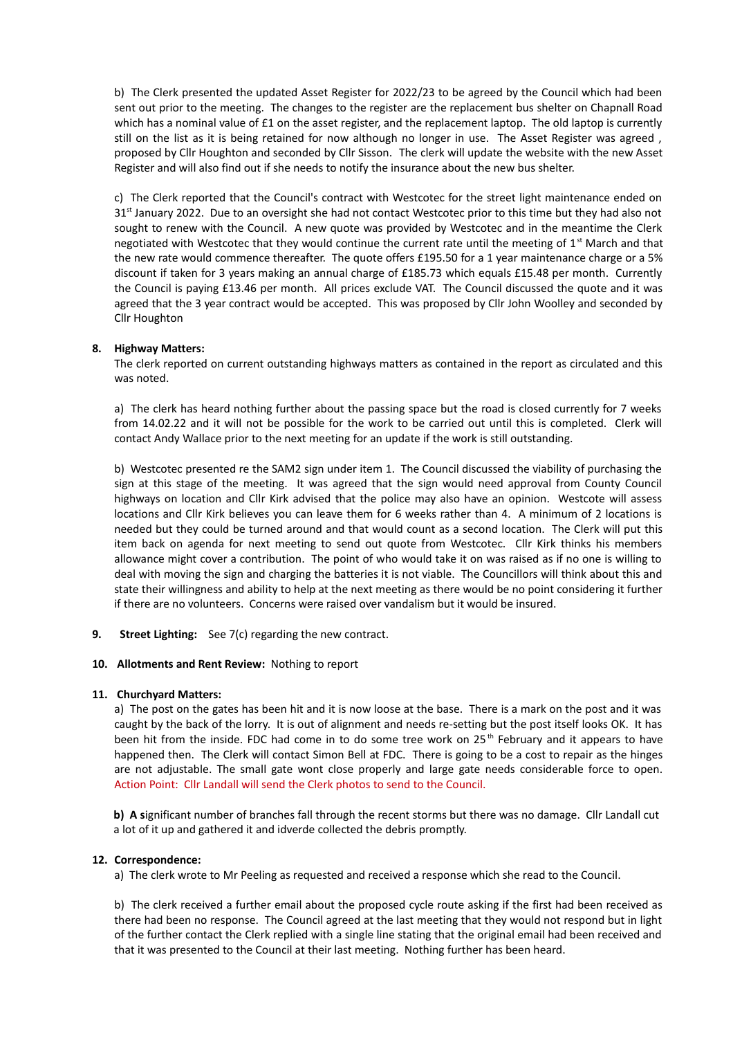b) The Clerk presented the updated Asset Register for 2022/23 to be agreed by the Council which had been sent out prior to the meeting. The changes to the register are the replacement bus shelter on Chapnall Road which has a nominal value of £1 on the asset register, and the replacement laptop. The old laptop is currently still on the list as it is being retained for now although no longer in use. The Asset Register was agreed , proposed by Cllr Houghton and seconded by Cllr Sisson. The clerk will update the website with the new Asset Register and will also find out if she needs to notify the insurance about the new bus shelter.

c) The Clerk reported that the Council's contract with Westcotec for the street light maintenance ended on 31st January 2022. Due to an oversight she had not contact Westcotec prior to this time but they had also not sought to renew with the Council. A new quote was provided by Westcotec and in the meantime the Clerk negotiated with Westcotec that they would continue the current rate until the meeting of 1st March and that the new rate would commence thereafter. The quote offers £195.50 for a 1 year maintenance charge or a 5% discount if taken for 3 years making an annual charge of £185.73 which equals £15.48 per month. Currently the Council is paying £13.46 per month. All prices exclude VAT. The Council discussed the quote and it was agreed that the 3 year contract would be accepted. This was proposed by Cllr John Woolley and seconded by Cllr Houghton

**8. Highway Matters:**

The clerk reported on current outstanding highways matters as contained in the report as circulated and this was noted.

a) The clerk has heard nothing further about the passing space but the road is closed currently for 7 weeks from 14.02.22 and it will not be possible for the work to be carried out until this is completed. Clerk will contact Andy Wallace prior to the next meeting for an update if the work is still outstanding.

b) Westcotec presented re the SAM2 sign under item 1. The Council discussed the viability of purchasing the sign at this stage of the meeting. It was agreed that the sign would need approval from County Council highways on location and Cllr Kirk advised that the police may also have an opinion. Westcote will assess locations and Cllr Kirk believes you can leave them for 6 weeks rather than 4. A minimum of 2 locations is needed but they could be turned around and that would count as a second location. The Clerk will put this item back on agenda for next meeting to send out quote from Westcotec. Cllr Kirk thinks his members allowance might cover a contribution. The point of who would take it on was raised as if no one is willing to deal with moving the sign and charging the batteries it is not viable. The Councillors will think about this and state their willingness and ability to help at the next meeting as there would be no point considering it further if there are no volunteers. Concerns were raised over vandalism but it would be insured.

**9. Street Lighting:** See 7(c) regarding the new contract.

**10. Allotments and Rent Review:** Nothing to report

**11. Churchyard Matters:**

a) The post on the gates has been hit and it is now loose at the base. There is a mark on the post and it was caught by the back of the lorry. It is out of alignment and needs re-setting but the post itself looks OK. It has been hit from the inside. FDC had come in to do some tree work on 25th February and it appears to have happened then. The Clerk will contact Simon Bell at FDC. There is going to be a cost to repair as the hinges are not adjustable. The small gate wont close properly and large gate needs considerable force to open. Action Point: Cllr Landall will send the Clerk photos to send to the Council.

**b) A s**ignificant number of branches fall through the recent storms but there was no damage. Cllr Landall cut a lot of it up and gathered it and idverde collected the debris promptly.

**12. Correspondence:**

a) The clerk wrote to Mr Peeling as requested and received a response which she read to the Council.

b) The clerk received a further email about the proposed cycle route asking if the first had been received as there had been no response. The Council agreed at the last meeting that they would not respond but in light of the further contact the Clerk replied with a single line stating that the original email had been received and that it was presented to the Council at their last meeting. Nothing further has been heard.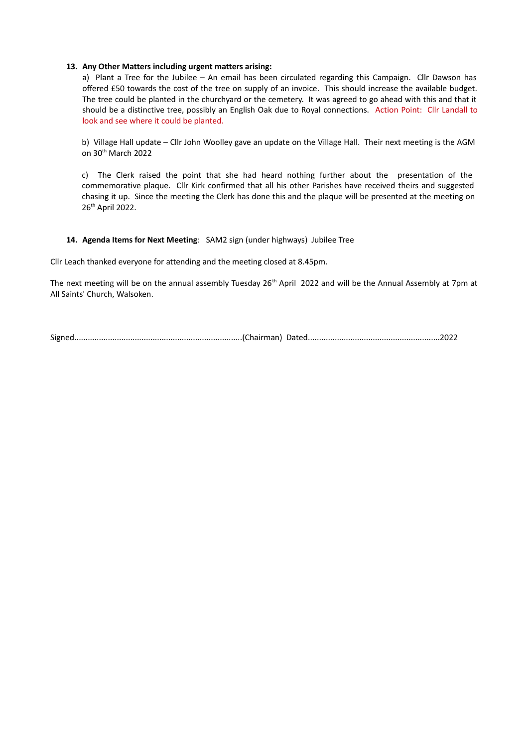**13. Any Other Matters including urgent matters arising:**

a) Plant a Tree for the Jubilee – An email has been circulated regarding this Campaign. Cllr Dawson has offered £50 towards the cost of the tree on supply of an invoice. This should increase the available budget. The tree could be planted in the churchyard or the cemetery. It was agreed to go ahead with this and that it should be a distinctive tree, possibly an English Oak due to Royal connections. Action Point: Cllr Landall to look and see where it could be planted.

b) Village Hall update – Cllr John Woolley gave an update on the Village Hall. Their next meeting is the AGM on 30th March 2022

c) The Clerk raised the point that she had heard nothing further about the presentation of the commemorative plaque. Cllr Kirk confirmed that all his other Parishes have received theirs and suggested chasing it up. Since the meeting the Clerk has done this and the plaque will be presented at the meeting on 26th April 2022.

**14. Agenda Items for Next Meeting**: SAM2 sign (under highways) Jubilee Tree

Cllr Leach thanked everyone for attending and the meeting closed at 8.45pm.

The next meeting will be on the annual assembly Tuesday 26th April 2022 and will be the Annual Assembly at 7pm at All Saints' Church, Walsoken.

Signed.........................................................................(Chairman) Dated..........................................................2022